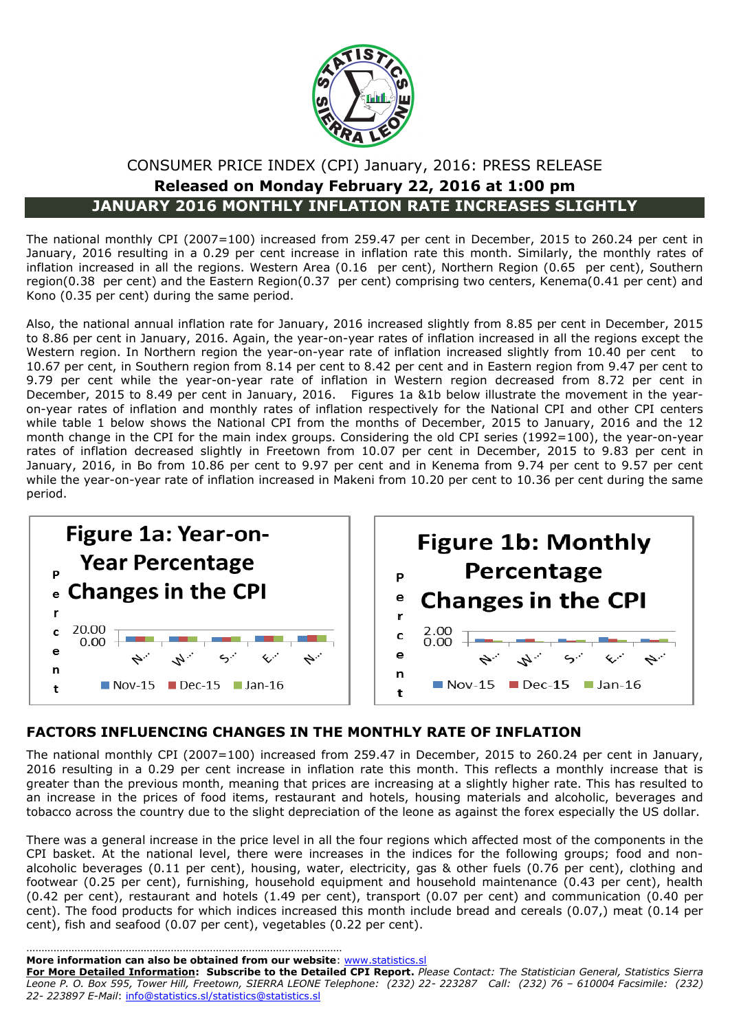# CONSUMER PRICE INDEX (CPI) January, 2016: PRESS RELEASE

**Released on Monday February 22, 2016 at 1:00 pm**

## JANUARY 2016 MONTHLY INFLATION RATE INCREASES SLIGHTLY

The national monthly CPI (2007=100) increased from 259.47 per cent in December, 2015 to 260.24 per cent in January, 2016 resulting in a 0.29 per cent increase in inflation rate this month. Similarly, the monthly rates of inflation increased in all the regions. Western Area (0.16 per cent), Northern Region (0.65 per cent), Southern region(0.38 per cent) and the Eastern Region(0.37 per cent) comprising two centers, Kenema(0.41 per cent) and Kono (0.35 per cent) during the same period.

Also, the national annual inflation rate for January, 2016 increased slightly from 8.85 per cent in December, 2015 to 8.86 per cent in January, 2016. Again, the year-on-year rates of inflation increased in all the regions except the Western region. In Northern region the year-on-year rate of inflation increased slightly from 10.40 per cent to 10.67 per cent, in Southern region from 8.14 per cent to 8.42 per cent and in Eastern region from 9.47 per cent to 9.79 per cent while the year-on-year rate of inflation in Western region decreased from 8.72 per cent in December, 2015 to 8.49 per cent in January, 2016. Figures 1a &1b below illustrate the movement in the year-on-year rates of inflation and monthly rates of inflation respectively for the National CPI and other CPI centers while table 1 below shows the National CPI from the months of December, 2015 to January, 2016 and the 12 month change in the CPI for the main index groups. Considering the old CPI series (1992=100), the year-on-year rates of inflation decreased slightly in Freetown from 10.07 per cent in December, 2015 to 9.83 per cent in January, 2016, in Bo from 10.86 per cent to 9.97 per cent and in Kenema from 9.74 per cent to 9.57 per cent while the year-on-year rate of inflation increased in Makeni from 10.20 per cent to 10.36 per cent during the same period.

Figure 1a: Year-on-Year Percentage Changes in the CPI

Figure 1b: Monthly Percentage Changes in the CPI

## FACTORS INFLUENCING CHANGES IN THE MONTHLY RATE OF INFLATION

The national monthly CPI (2007=100) increased from 259.47 in December, 2015 to 260.24 per cent in January, 2016 resulting in a 0.29 per cent increase in inflation rate this month. This reflects a monthly increase that is greater than the previous month, meaning that prices are increasing at a slightly higher rate. This has resulted to an increase in the prices of food items, restaurant and hotels, housing materials and alcoholic, beverages and tobacco across the country due to the slight depreciation of the leone as against the forex especially the US dollar.

There was a general increase in the price level in all the four regions which affected most of the components in the CPI basket. At the national level, there were increases in the indices for the following groups; food and non-alcoholic beverages (0.11 per cent), housing, water, electricity, gas & other fuels (0.76 per cent), clothing and footwear (0.25 per cent), furnishing, household equipment and household maintenance (0.43 per cent), health (0.42 per cent), restaurant and hotels (1.49 per cent), transport (0.07 per cent) and communication (0.40 per cent). The food products for which indices increased this month include bread and cereals (0.07,) meat (0.14 per cent), fish and seafood (0.07 per cent), vegetables (0.22 per cent).

---

**More information can also be obtained from our website**: www.statistics.sl

**For More Detailed Information: Subscribe to the Detailed CPI Report.** *Please Contact: The Statistician General, Statistics Sierra Leone P. O. Box 595, Tower Hill, Freetown, SIERRA LEONE Telephone: (232) 22- 223287 Call: (232) 76 – 610004 Facsimile: (232) 22- 223897 E-Mail*: info@statistics.sl/statistics@statistics.sl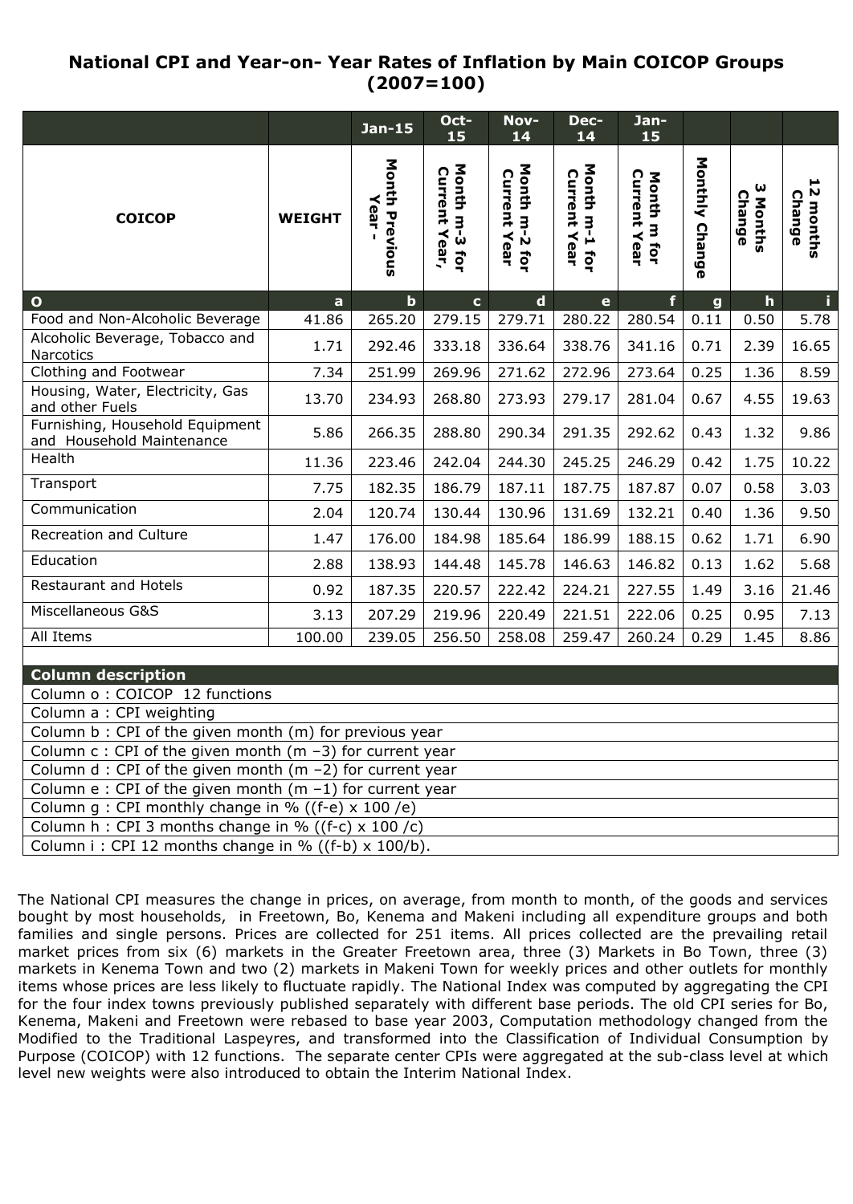# National CPI and Year-on- Year Rates of Inflation by Main COICOP Groups (2007=100)

| COICOP | WEIGHT | Jan-15<br>Month Previous Year - | Oct-15<br>Month m-3 for Current Year, | Nov-14<br>Month m-2 for Current Year | Dec-14<br>Month m-1 for Current Year | Jan-15<br>Month m for Current Year | Monthly Change | 3 Months Change | 12 months Change |
|---|---|---|---|---|---|---|---|---|---|
| O | a | b | c | d | e | f | g | h | i |
| Food and Non-Alcoholic Beverage | 41.86 | 265.20 | 279.15 | 279.71 | 280.22 | 280.54 | 0.11 | 0.50 | 5.78 |
| Alcoholic Beverage, Tobacco and Narcotics | 1.71 | 292.46 | 333.18 | 336.64 | 338.76 | 341.16 | 0.71 | 2.39 | 16.65 |
| Clothing and Footwear | 7.34 | 251.99 | 269.96 | 271.62 | 272.96 | 273.64 | 0.25 | 1.36 | 8.59 |
| Housing, Water, Electricity, Gas and other Fuels | 13.70 | 234.93 | 268.80 | 273.93 | 279.17 | 281.04 | 0.67 | 4.55 | 19.63 |
| Furnishing, Household Equipment and Household Maintenance | 5.86 | 266.35 | 288.80 | 290.34 | 291.35 | 292.62 | 0.43 | 1.32 | 9.86 |
| Health | 11.36 | 223.46 | 242.04 | 244.30 | 245.25 | 246.29 | 0.42 | 1.75 | 10.22 |
| Transport | 7.75 | 182.35 | 186.79 | 187.11 | 187.75 | 187.87 | 0.07 | 0.58 | 3.03 |
| Communication | 2.04 | 120.74 | 130.44 | 130.96 | 131.69 | 132.21 | 0.40 | 1.36 | 9.50 |
| Recreation and Culture | 1.47 | 176.00 | 184.98 | 185.64 | 186.99 | 188.15 | 0.62 | 1.71 | 6.90 |
| Education | 2.88 | 138.93 | 144.48 | 145.78 | 146.63 | 146.82 | 0.13 | 1.62 | 5.68 |
| Restaurant and Hotels | 0.92 | 187.35 | 220.57 | 222.42 | 224.21 | 227.55 | 1.49 | 3.16 | 21.46 |
| Miscellaneous G&S | 3.13 | 207.29 | 219.96 | 220.49 | 221.51 | 222.06 | 0.25 | 0.95 | 7.13 |
| All Items | 100.00 | 239.05 | 256.50 | 258.08 | 259.47 | 260.24 | 0.29 | 1.45 | 8.86 |

| Column description |
|---|
| Column o : COICOP 12 functions |
| Column a : CPI weighting |
| Column b : CPI of the given month (m) for previous year |
| Column c : CPI of the given month (m –3) for current year |
| Column d : CPI of the given month (m –2) for current year |
| Column e : CPI of the given month (m –1) for current year |
| Column g : CPI monthly change in % ((f-e) x 100 /e) |
| Column h : CPI 3 months change in % ((f-c) x 100 /c) |
| Column i : CPI 12 months change in % ((f-b) x 100/b). |

The National CPI measures the change in prices, on average, from month to month, of the goods and services bought by most households, in Freetown, Bo, Kenema and Makeni including all expenditure groups and both families and single persons. Prices are collected for 251 items. All prices collected are the prevailing retail market prices from six (6) markets in the Greater Freetown area, three (3) Markets in Bo Town, three (3) markets in Kenema Town and two (2) markets in Makeni Town for weekly prices and other outlets for monthly items whose prices are less likely to fluctuate rapidly. The National Index was computed by aggregating the CPI for the four index towns previously published separately with different base periods. The old CPI series for Bo, Kenema, Makeni and Freetown were rebased to base year 2003, Computation methodology changed from the Modified to the Traditional Laspeyres, and transformed into the Classification of Individual Consumption by Purpose (COICOP) with 12 functions. The separate center CPIs were aggregated at the sub-class level at which level new weights were also introduced to obtain the Interim National Index.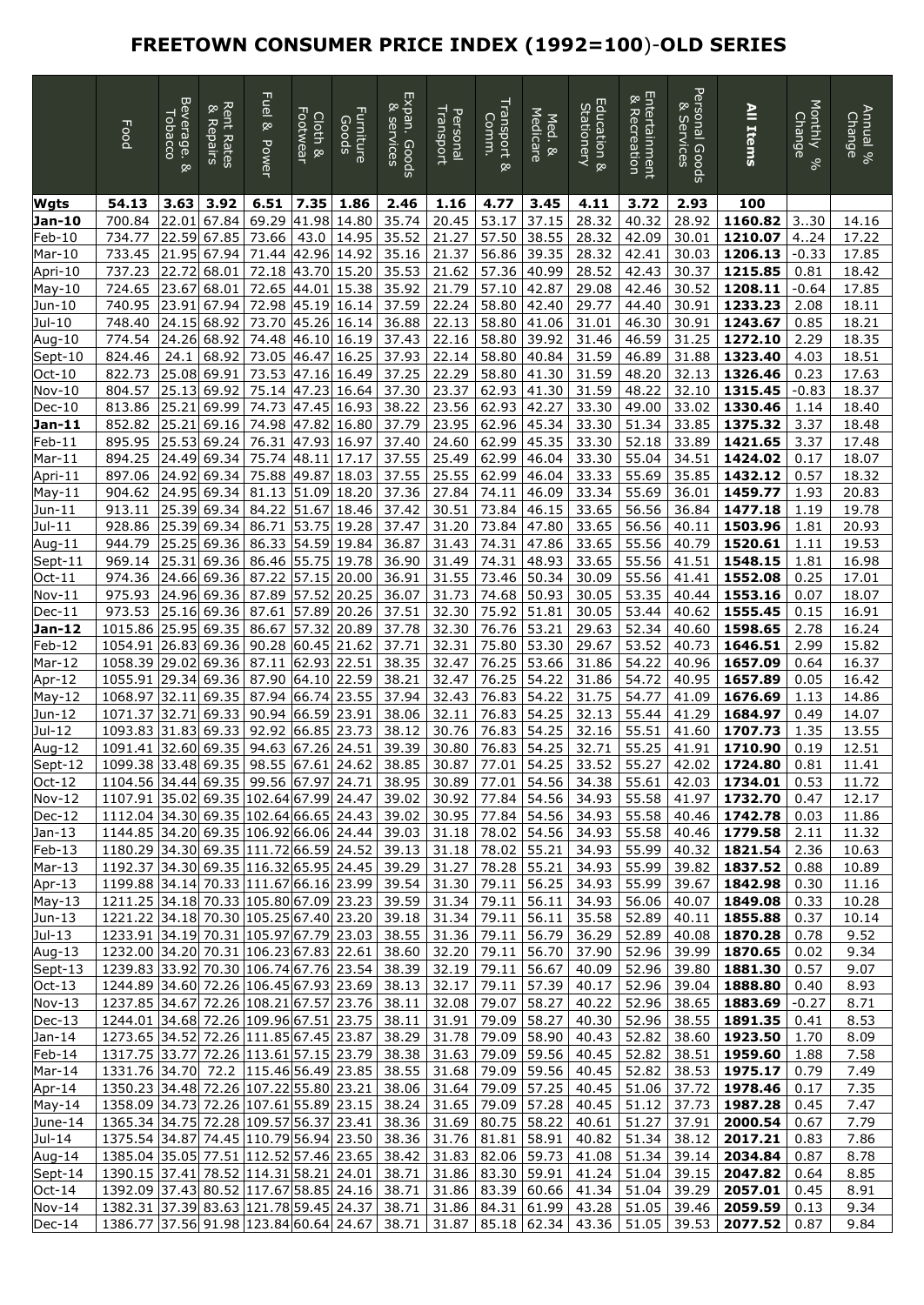# FREETOWN CONSUMER PRICE INDEX (1992=100)-OLD SERIES

| | Food | Beverage. & Tobacco | Rent Rates & Repairs | Fuel & Power | Cloth & Footwear | Furniture Goods | Expan. Goods & services | Personal Transport | Transport & Comm. | Med. & Medicare | Education & Stationery | Entertainment & Recreation | Personal Goods & Services | **All Items** | Monthly % Change | Annual % Change |
|---|---|---|---|---|---|---|---|---|---|---|---|---|---|---|---|---|
| **Wgts** | **54.13** | **3.63** | **3.92** | **6.51** | **7.35** | **1.86** | **2.46** | **1.16** | **4.77** | **3.45** | **4.11** | **3.72** | **2.93** | **100** | | |
| **Jan-10** | 700.84 | 22.01 | 67.84 | 69.29 | 41.98 | 14.80 | 35.74 | 20.45 | 53.17 | 37.15 | 28.32 | 40.32 | 28.92 | **1160.82** | 3..30 | 14.16 |
| Feb-10 | 734.77 | 22.59 | 67.85 | 73.66 | 43.0 | 14.95 | 35.52 | 21.27 | 57.50 | 38.55 | 28.32 | 42.09 | 30.01 | **1210.07** | 4..24 | 17.22 |
| Mar-10 | 733.45 | 21.95 | 67.94 | 71.44 | 42.96 | 14.92 | 35.16 | 21.37 | 56.86 | 39.35 | 28.32 | 42.41 | 30.03 | **1206.13** | -0.33 | 17.85 |
| Apri-10 | 737.23 | 22.72 | 68.01 | 72.18 | 43.70 | 15.20 | 35.53 | 21.62 | 57.36 | 40.99 | 28.52 | 42.43 | 30.37 | **1215.85** | 0.81 | 18.42 |
| May-10 | 724.65 | 23.67 | 68.01 | 72.65 | 44.01 | 15.38 | 35.92 | 21.79 | 57.10 | 42.87 | 29.08 | 42.46 | 30.52 | **1208.11** | -0.64 | 17.85 |
| Jun-10 | 740.95 | 23.91 | 67.94 | 72.98 | 45.19 | 16.14 | 37.59 | 22.24 | 58.80 | 42.40 | 29.77 | 44.40 | 30.91 | **1233.23** | 2.08 | 18.11 |
| Jul-10 | 748.40 | 24.15 | 68.92 | 73.70 | 45.26 | 16.14 | 36.88 | 22.13 | 58.80 | 41.06 | 31.01 | 46.30 | 30.91 | **1243.67** | 0.85 | 18.21 |
| Aug-10 | 774.54 | 24.26 | 68.92 | 74.48 | 46.10 | 16.19 | 37.43 | 22.16 | 58.80 | 39.92 | 31.46 | 46.59 | 31.25 | **1272.10** | 2.29 | 18.35 |
| Sept-10 | 824.46 | 24.1 | 68.92 | 73.05 | 46.47 | 16.25 | 37.93 | 22.14 | 58.80 | 40.84 | 31.59 | 46.89 | 31.88 | **1323.40** | 4.03 | 18.51 |
| Oct-10 | 822.73 | 25.08 | 69.91 | 73.53 | 47.16 | 16.49 | 37.25 | 22.29 | 58.80 | 41.30 | 31.59 | 48.20 | 32.13 | **1326.46** | 0.23 | 17.63 |
| Nov-10 | 804.57 | 25.13 | 69.92 | 75.14 | 47.23 | 16.64 | 37.30 | 23.37 | 62.93 | 41.30 | 31.59 | 48.22 | 32.10 | **1315.45** | -0.83 | 18.37 |
| Dec-10 | 813.86 | 25.21 | 69.99 | 74.73 | 47.45 | 16.93 | 38.22 | 23.56 | 62.93 | 42.27 | 33.30 | 49.00 | 33.02 | **1330.46** | 1.14 | 18.40 |
| **Jan-11** | 852.82 | 25.21 | 69.16 | 74.98 | 47.82 | 16.80 | 37.79 | 23.95 | 62.96 | 45.34 | 33.30 | 51.34 | 33.85 | **1375.32** | 3.37 | 18.48 |
| Feb-11 | 895.95 | 25.53 | 69.24 | 76.31 | 47.93 | 16.97 | 37.40 | 24.60 | 62.99 | 45.35 | 33.30 | 52.18 | 33.89 | **1421.65** | 3.37 | 17.48 |
| Mar-11 | 894.25 | 24.49 | 69.34 | 75.74 | 48.11 | 17.17 | 37.55 | 25.49 | 62.99 | 46.04 | 33.30 | 55.04 | 34.51 | **1424.02** | 0.17 | 18.07 |
| Apri-11 | 897.06 | 24.92 | 69.34 | 75.88 | 49.87 | 18.03 | 37.55 | 25.55 | 62.99 | 46.04 | 33.33 | 55.69 | 35.85 | **1432.12** | 0.57 | 18.32 |
| May-11 | 904.62 | 24.95 | 69.34 | 81.13 | 51.09 | 18.20 | 37.36 | 27.84 | 74.11 | 46.09 | 33.34 | 55.69 | 36.01 | **1459.77** | 1.93 | 20.83 |
| Jun-11 | 913.11 | 25.39 | 69.34 | 84.22 | 51.67 | 18.46 | 37.42 | 30.51 | 73.84 | 46.15 | 33.65 | 56.56 | 36.84 | **1477.18** | 1.19 | 19.78 |
| Jul-11 | 928.86 | 25.39 | 69.34 | 86.71 | 53.75 | 19.28 | 37.47 | 31.20 | 73.84 | 47.80 | 33.65 | 56.56 | 40.11 | **1503.96** | 1.81 | 20.93 |
| Aug-11 | 944.79 | 25.25 | 69.36 | 86.33 | 54.59 | 19.84 | 36.87 | 31.43 | 74.31 | 47.86 | 33.65 | 55.56 | 40.79 | **1520.61** | 1.11 | 19.53 |
| Sept-11 | 969.14 | 25.31 | 69.36 | 86.46 | 55.75 | 19.78 | 36.90 | 31.49 | 74.31 | 48.93 | 33.65 | 55.56 | 41.51 | **1548.15** | 1.81 | 16.98 |
| Oct-11 | 974.36 | 24.66 | 69.36 | 87.22 | 57.15 | 20.00 | 36.91 | 31.55 | 73.46 | 50.34 | 30.09 | 55.56 | 41.41 | **1552.08** | 0.25 | 17.01 |
| Nov-11 | 975.93 | 24.96 | 69.36 | 87.89 | 57.52 | 20.25 | 36.07 | 31.73 | 74.68 | 50.93 | 30.05 | 53.35 | 40.44 | **1553.16** | 0.07 | 18.07 |
| Dec-11 | 973.53 | 25.16 | 69.36 | 87.61 | 57.89 | 20.26 | 37.51 | 32.30 | 75.92 | 51.81 | 30.05 | 53.44 | 40.62 | **1555.45** | 0.15 | 16.91 |
| **Jan-12** | 1015.86 | 25.95 | 69.35 | 86.67 | 57.32 | 20.89 | 37.78 | 32.30 | 76.76 | 53.21 | 29.63 | 52.34 | 40.60 | **1598.65** | 2.78 | 16.24 |
| Feb-12 | 1054.91 | 26.83 | 69.36 | 90.28 | 60.45 | 21.62 | 37.71 | 32.31 | 75.80 | 53.30 | 29.67 | 53.52 | 40.73 | **1646.51** | 2.99 | 15.82 |
| Mar-12 | 1058.39 | 29.02 | 69.36 | 87.11 | 62.93 | 22.51 | 38.35 | 32.47 | 76.25 | 53.66 | 31.86 | 54.22 | 40.96 | **1657.09** | 0.64 | 16.37 |
| Apr-12 | 1055.91 | 29.34 | 69.36 | 87.90 | 64.10 | 22.59 | 38.21 | 32.47 | 76.25 | 54.22 | 31.86 | 54.72 | 40.95 | **1657.89** | 0.05 | 16.42 |
| May-12 | 1068.97 | 32.11 | 69.35 | 87.94 | 66.74 | 23.55 | 37.94 | 32.43 | 76.83 | 54.22 | 31.75 | 54.77 | 41.09 | **1676.69** | 1.13 | 14.86 |
| Jun-12 | 1071.37 | 32.71 | 69.33 | 90.94 | 66.59 | 23.91 | 38.06 | 32.11 | 76.83 | 54.25 | 32.13 | 55.44 | 41.29 | **1684.97** | 0.49 | 14.07 |
| Jul-12 | 1093.83 | 31.83 | 69.33 | 92.92 | 66.85 | 23.73 | 38.12 | 30.76 | 76.83 | 54.25 | 32.16 | 55.51 | 41.60 | **1707.73** | 1.35 | 13.55 |
| Aug-12 | 1091.41 | 32.60 | 69.35 | 94.63 | 67.26 | 24.51 | 39.39 | 30.80 | 76.83 | 54.25 | 32.71 | 55.25 | 41.91 | **1710.90** | 0.19 | 12.51 |
| Sept-12 | 1099.38 | 33.48 | 69.35 | 98.55 | 67.61 | 24.62 | 38.85 | 30.87 | 77.01 | 54.25 | 33.52 | 55.27 | 42.02 | **1724.80** | 0.81 | 11.41 |
| Oct-12 | 1104.56 | 34.44 | 69.35 | 99.56 | 67.97 | 24.71 | 38.95 | 30.89 | 77.01 | 54.56 | 34.38 | 55.61 | 42.03 | **1734.01** | 0.53 | 11.72 |
| Nov-12 | 1107.91 | 35.02 | 69.35 | 102.64 | 67.99 | 24.47 | 39.02 | 30.92 | 77.84 | 54.56 | 34.93 | 55.58 | 41.97 | **1732.70** | 0.47 | 12.17 |
| Dec-12 | 1112.04 | 34.30 | 69.35 | 102.64 | 66.65 | 24.43 | 39.02 | 30.95 | 77.84 | 54.56 | 34.93 | 55.58 | 40.46 | **1742.78** | 0.03 | 11.86 |
| Jan-13 | 1144.85 | 34.20 | 69.35 | 106.92 | 66.06 | 24.44 | 39.03 | 31.18 | 78.02 | 54.56 | 34.93 | 55.58 | 40.46 | **1779.58** | 2.11 | 11.32 |
| Feb-13 | 1180.29 | 34.30 | 69.35 | 111.72 | 66.59 | 24.52 | 39.13 | 31.18 | 78.02 | 55.21 | 34.93 | 55.99 | 40.32 | **1821.54** | 2.36 | 10.63 |
| Mar-13 | 1192.37 | 34.30 | 69.35 | 116.32 | 65.95 | 24.45 | 39.29 | 31.27 | 78.28 | 55.21 | 34.93 | 55.99 | 39.82 | **1837.52** | 0.88 | 10.89 |
| Apr-13 | 1199.88 | 34.14 | 70.33 | 111.67 | 66.16 | 23.99 | 39.54 | 31.30 | 79.11 | 56.25 | 34.93 | 55.99 | 39.67 | **1842.98** | 0.30 | 11.16 |
| May-13 | 1211.25 | 34.18 | 70.33 | 105.80 | 67.09 | 23.23 | 39.59 | 31.34 | 79.11 | 56.11 | 34.93 | 56.06 | 40.07 | **1849.08** | 0.33 | 10.28 |
| Jun-13 | 1221.22 | 34.18 | 70.30 | 105.25 | 67.40 | 23.20 | 39.18 | 31.34 | 79.11 | 56.11 | 35.58 | 52.89 | 40.11 | **1855.88** | 0.37 | 10.14 |
| Jul-13 | 1233.91 | 34.19 | 70.31 | 105.97 | 67.79 | 23.03 | 38.55 | 31.36 | 79.11 | 56.79 | 36.29 | 52.89 | 40.08 | **1870.28** | 0.78 | 9.52 |
| Aug-13 | 1232.00 | 34.20 | 70.31 | 106.23 | 67.83 | 22.61 | 38.60 | 32.20 | 79.11 | 56.70 | 37.90 | 52.96 | 39.99 | **1870.65** | 0.02 | 9.34 |
| Sept-13 | 1239.83 | 33.92 | 70.30 | 106.74 | 67.76 | 23.54 | 38.39 | 32.19 | 79.11 | 56.67 | 40.09 | 52.96 | 39.80 | **1881.30** | 0.57 | 9.07 |
| Oct-13 | 1244.89 | 34.60 | 72.26 | 106.45 | 67.93 | 23.69 | 38.13 | 32.17 | 79.11 | 57.39 | 40.17 | 52.96 | 39.04 | **1888.80** | 0.40 | 8.93 |
| Nov-13 | 1237.85 | 34.67 | 72.26 | 108.21 | 67.57 | 23.76 | 38.11 | 32.08 | 79.07 | 58.27 | 40.22 | 52.96 | 38.65 | **1883.69** | -0.27 | 8.71 |
| Dec-13 | 1244.01 | 34.68 | 72.26 | 109.96 | 67.51 | 23.75 | 38.11 | 31.91 | 79.09 | 58.27 | 40.30 | 52.96 | 38.55 | **1891.35** | 0.41 | 8.53 |
| Jan-14 | 1273.65 | 34.52 | 72.26 | 111.85 | 67.45 | 23.87 | 38.29 | 31.78 | 79.09 | 58.90 | 40.43 | 52.82 | 38.60 | **1923.50** | 1.70 | 8.09 |
| Feb-14 | 1317.75 | 33.77 | 72.26 | 113.61 | 57.15 | 23.79 | 38.38 | 31.63 | 79.09 | 59.56 | 40.45 | 52.82 | 38.51 | **1959.60** | 1.88 | 7.58 |
| Mar-14 | 1331.76 | 34.70 | 72.2 | 115.46 | 56.49 | 23.85 | 38.55 | 31.68 | 79.09 | 59.56 | 40.45 | 52.82 | 38.53 | **1975.17** | 0.79 | 7.49 |
| Apr-14 | 1350.23 | 34.48 | 72.26 | 107.22 | 55.80 | 23.21 | 38.06 | 31.64 | 79.09 | 57.25 | 40.45 | 51.06 | 37.72 | **1978.46** | 0.17 | 7.35 |
| May-14 | 1358.09 | 34.73 | 72.26 | 107.61 | 55.89 | 23.15 | 38.24 | 31.65 | 79.09 | 57.28 | 40.45 | 51.12 | 37.73 | **1987.28** | 0.45 | 7.47 |
| June-14 | 1365.34 | 34.75 | 72.28 | 109.57 | 56.37 | 23.41 | 38.36 | 31.69 | 80.75 | 58.22 | 40.61 | 51.27 | 37.91 | **2000.54** | 0.67 | 7.79 |
| Jul-14 | 1375.54 | 34.87 | 74.45 | 110.79 | 56.94 | 23.50 | 38.36 | 31.76 | 81.81 | 58.91 | 40.82 | 51.34 | 38.12 | **2017.21** | 0.83 | 7.86 |
| Aug-14 | 1385.04 | 35.05 | 77.51 | 112.52 | 57.46 | 23.65 | 38.42 | 31.83 | 82.06 | 59.73 | 41.08 | 51.34 | 39.14 | **2034.84** | 0.87 | 8.78 |
| Sept-14 | 1390.15 | 37.41 | 78.52 | 114.31 | 58.21 | 24.01 | 38.71 | 31.86 | 83.30 | 59.91 | 41.24 | 51.04 | 39.15 | **2047.82** | 0.64 | 8.85 |
| Oct-14 | 1392.09 | 37.43 | 80.52 | 117.67 | 58.85 | 24.16 | 38.71 | 31.86 | 83.39 | 60.66 | 41.34 | 51.04 | 39.29 | **2057.01** | 0.45 | 8.91 |
| Nov-14 | 1382.31 | 37.39 | 83.63 | 121.78 | 59.45 | 24.37 | 38.71 | 31.86 | 84.31 | 61.99 | 43.28 | 51.05 | 39.46 | **2059.59** | 0.13 | 9.34 |
| Dec-14 | 1386.77 | 37.56 | 91.98 | 123.84 | 60.64 | 24.67 | 38.71 | 31.87 | 85.18 | 62.34 | 43.36 | 51.05 | 39.53 | **2077.52** | 0.87 | 9.84 |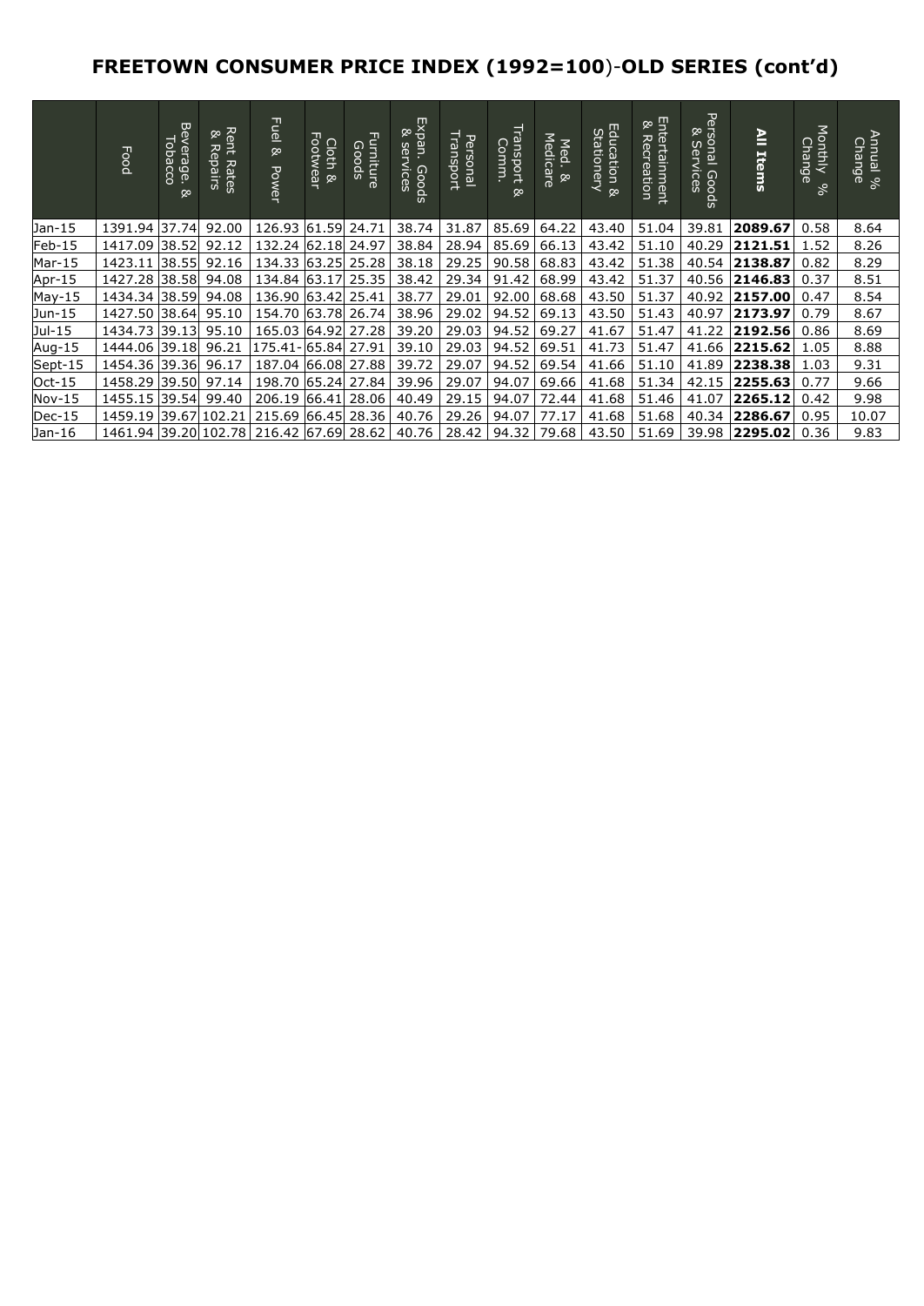# FREETOWN CONSUMER PRICE INDEX (1992=100)-OLD SERIES (cont'd)

| | Food | Beverage. & Tobacco | Rent Rates & Repairs | Fuel & Power | Cloth & Footwear | Furniture Goods | Expan. Goods & services | Personal Transport | Transport & Comm. | Med. & Medicare | Education & Stationery | Entertainment & Recreation | Personal Goods & Services | **All Items** | Monthly % Change | Annual % Change |
|---|---|---|---|---|---|---|---|---|---|---|---|---|---|---|---|---|
| Jan-15 | 1391.94 | 37.74 | 92.00 | 126.93 | 61.59 | 24.71 | 38.74 | 31.87 | 85.69 | 64.22 | 43.40 | 51.04 | 39.81 | **2089.67** | 0.58 | 8.64 |
| Feb-15 | 1417.09 | 38.52 | 92.12 | 132.24 | 62.18 | 24.97 | 38.84 | 28.94 | 85.69 | 66.13 | 43.42 | 51.10 | 40.29 | **2121.51** | 1.52 | 8.26 |
| Mar-15 | 1423.11 | 38.55 | 92.16 | 134.33 | 63.25 | 25.28 | 38.18 | 29.25 | 90.58 | 68.83 | 43.42 | 51.38 | 40.54 | **2138.87** | 0.82 | 8.29 |
| Apr-15 | 1427.28 | 38.58 | 94.08 | 134.84 | 63.17 | 25.35 | 38.42 | 29.34 | 91.42 | 68.99 | 43.42 | 51.37 | 40.56 | **2146.83** | 0.37 | 8.51 |
| May-15 | 1434.34 | 38.59 | 94.08 | 136.90 | 63.42 | 25.41 | 38.77 | 29.01 | 92.00 | 68.68 | 43.50 | 51.37 | 40.92 | **2157.00** | 0.47 | 8.54 |
| Jun-15 | 1427.50 | 38.64 | 95.10 | 154.70 | 63.78 | 26.74 | 38.96 | 29.02 | 94.52 | 69.13 | 43.50 | 51.43 | 40.97 | **2173.97** | 0.79 | 8.67 |
| Jul-15 | 1434.73 | 39.13 | 95.10 | 165.03 | 64.92 | 27.28 | 39.20 | 29.03 | 94.52 | 69.27 | 41.67 | 51.47 | 41.22 | **2192.56** | 0.86 | 8.69 |
| Aug-15 | 1444.06 | 39.18 | 96.21 | 175.41- | 65.84 | 27.91 | 39.10 | 29.03 | 94.52 | 69.51 | 41.73 | 51.47 | 41.66 | **2215.62** | 1.05 | 8.88 |
| Sept-15 | 1454.36 | 39.36 | 96.17 | 187.04 | 66.08 | 27.88 | 39.72 | 29.07 | 94.52 | 69.54 | 41.66 | 51.10 | 41.89 | **2238.38** | 1.03 | 9.31 |
| Oct-15 | 1458.29 | 39.50 | 97.14 | 198.70 | 65.24 | 27.84 | 39.96 | 29.07 | 94.07 | 69.66 | 41.68 | 51.34 | 42.15 | **2255.63** | 0.77 | 9.66 |
| Nov-15 | 1455.15 | 39.54 | 99.40 | 206.19 | 66.41 | 28.06 | 40.49 | 29.15 | 94.07 | 72.44 | 41.68 | 51.46 | 41.07 | **2265.12** | 0.42 | 9.98 |
| Dec-15 | 1459.19 | 39.67 | 102.21 | 215.69 | 66.45 | 28.36 | 40.76 | 29.26 | 94.07 | 77.17 | 41.68 | 51.68 | 40.34 | **2286.67** | 0.95 | 10.07 |
| Jan-16 | 1461.94 | 39.20 | 102.78 | 216.42 | 67.69 | 28.62 | 40.76 | 28.42 | 94.32 | 79.68 | 43.50 | 51.69 | 39.98 | **2295.02** | 0.36 | 9.83 |